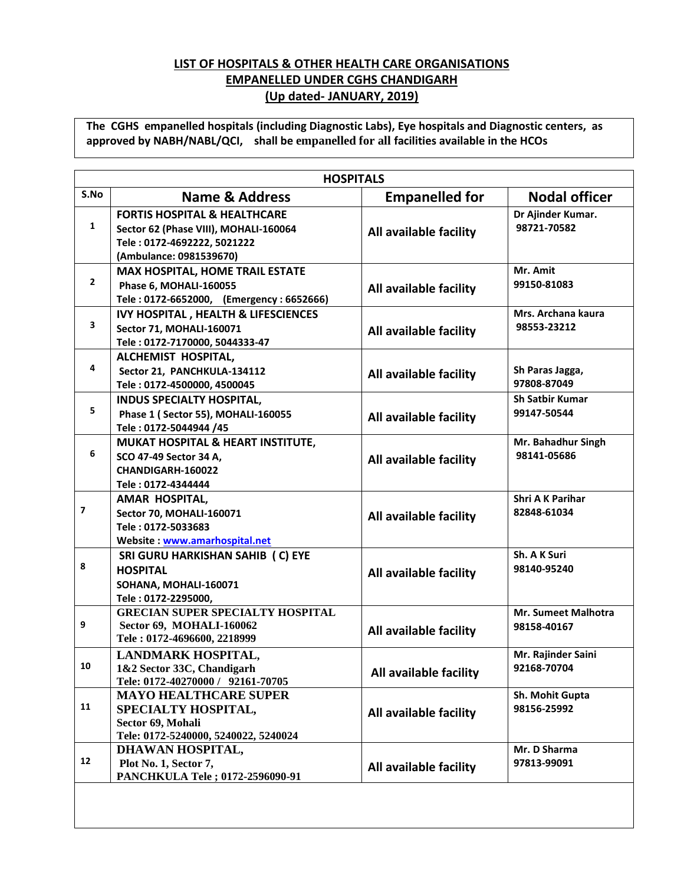# LIST OF HOSPITALS & OTHER HEALTH CARE ORGANISATIONS EMPANELLED UNDER CGHS CHANDIGARH

## (Up dated- JANUARY, 2019)

**The CGHS empanelled hospitals (including Diagnostic Labs), Eye hospitals and Diagnostic centers, as approved by NABH/NABL/QCI, shall be empanelled for all facilities available in the HCOs**

| HOSPITALS | | | |
|---|---|---|---|
| **S.No** | **Name & Address** | **Empanelled for** | **Nodal officer** |
| 1 | **FORTIS HOSPITAL & HEALTHCARE**<br>Sector 62 (Phase VIII), MOHALI-160064<br>Tele : 0172-4692222, 5021222<br>(Ambulance: 0981539670) | All available facility | Dr Ajinder Kumar.<br>98721-70582 |
| 2 | **MAX HOSPITAL, HOME TRAIL ESTATE**<br>Phase 6, MOHALI-160055<br>Tele : 0172-6652000, (Emergency : 6652666) | All available facility | Mr. Amit<br>99150-81083 |
| 3 | **IVY HOSPITAL , HEALTH & LIFESCIENCES**<br>Sector 71, MOHALI-160071<br>Tele : 0172-7170000, 5044333-47 | All available facility | Mrs. Archana kaura<br>98553-23212 |
| 4 | **ALCHEMIST HOSPITAL,**<br>Sector 21, PANCHKULA-134112<br>Tele : 0172-4500000, 4500045 | All available facility | Sh Paras Jagga,<br>97808-87049 |
| 5 | **INDUS SPECIALTY HOSPITAL,**<br>Phase 1 ( Sector 55), MOHALI-160055<br>Tele : 0172-5044944 /45 | All available facility | Sh Satbir Kumar<br>99147-50544 |
| 6 | **MUKAT HOSPITAL & HEART INSTITUTE,**<br>SCO 47-49 Sector 34 A,<br>CHANDIGARH-160022<br>Tele : 0172-4344444 | All available facility | Mr. Bahadhur Singh<br>98141-05686 |
| 7 | **AMAR HOSPITAL,**<br>Sector 70, MOHALI-160071<br>Tele : 0172-5033683<br>Website : www.amarhospital.net | All available facility | Shri A K Parihar<br>82848-61034 |
| 8 | **SRI GURU HARKISHAN SAHIB ( C) EYE HOSPITAL**<br>SOHANA, MOHALI-160071<br>Tele : 0172-2295000, | All available facility | Sh. A K Suri<br>98140-95240 |
| 9 | **GRECIAN SUPER SPECIALTY HOSPITAL**<br>Sector 69, MOHALI-160062<br>Tele : 0172-4696600, 2218999 | All available facility | Mr. Sumeet Malhotra<br>98158-40167 |
| 10 | **LANDMARK HOSPITAL,**<br>1&2 Sector 33C, Chandigarh<br>Tele: 0172-40270000 / 92161-70705 | All available facility | Mr. Rajinder Saini<br>92168-70704 |
| 11 | **MAYO HEALTHCARE SUPER SPECIALTY HOSPITAL,**<br>Sector 69, Mohali<br>Tele: 0172-5240000, 5240022, 5240024 | All available facility | Sh. Mohit Gupta<br>98156-25992 |
| 12 | **DHAWAN HOSPITAL,**<br>Plot No. 1, Sector 7,<br>PANCHKULA Tele ; 0172-2596090-91 | All available facility | Mr. D Sharma<br>97813-99091 |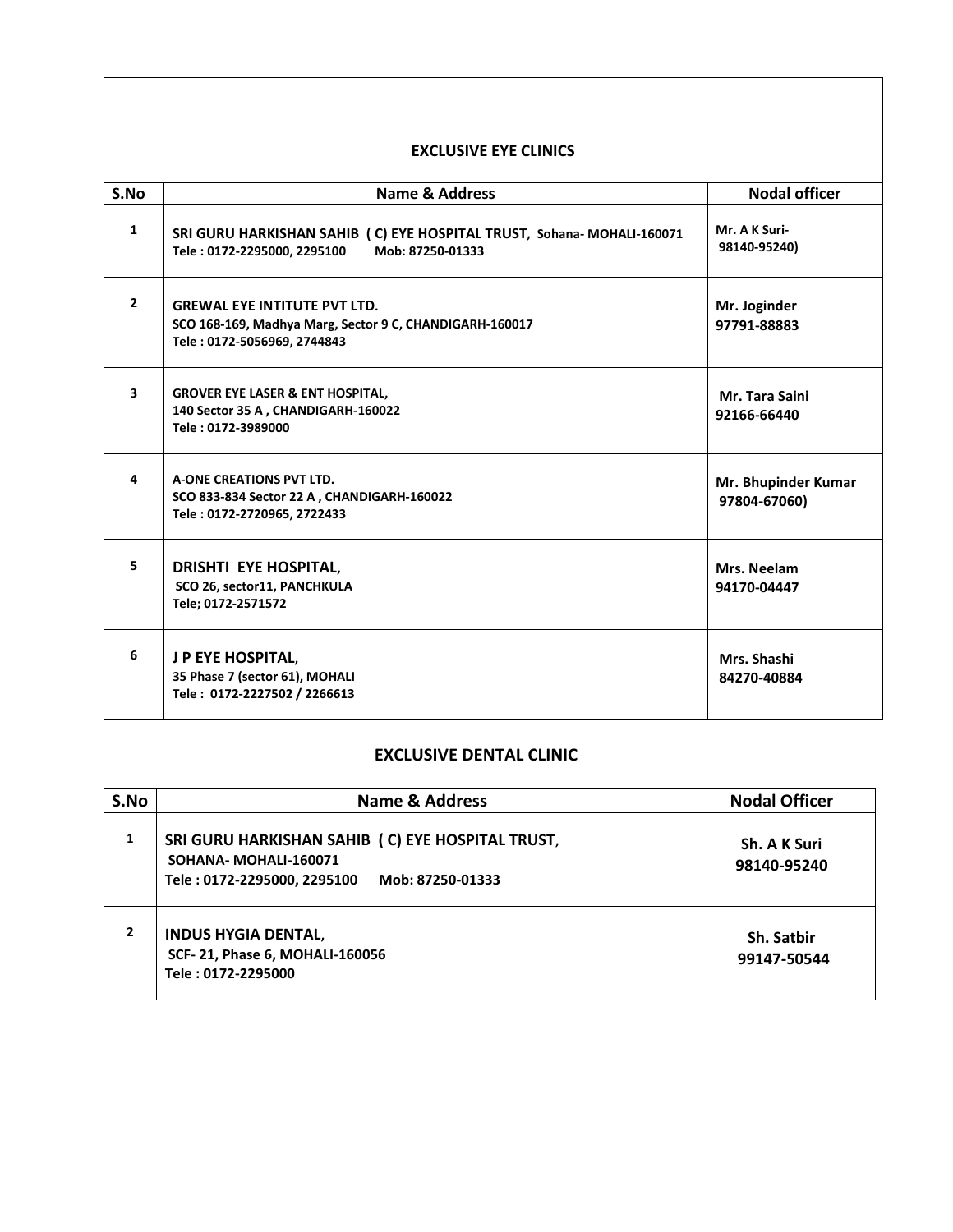## EXCLUSIVE EYE CLINICS

| S.No | Name & Address | Nodal officer |
|---|---|---|
| 1 | **SRI GURU HARKISHAN SAHIB ( C) EYE HOSPITAL TRUST, Sohana- MOHALI-160071**<br>Tele : 0172-2295000, 2295100 Mob: 87250-01333 | Mr. A K Suri-<br>98140-95240) |
| 2 | **GREWAL EYE INTITUTE PVT LTD.**<br>SCO 168-169, Madhya Marg, Sector 9 C, CHANDIGARH-160017<br>Tele : 0172-5056969, 2744843 | Mr. Joginder<br>97791-88883 |
| 3 | **GROVER EYE LASER & ENT HOSPITAL,**<br>140 Sector 35 A , CHANDIGARH-160022<br>Tele : 0172-3989000 | Mr. Tara Saini<br>92166-66440 |
| 4 | **A-ONE CREATIONS PVT LTD.**<br>SCO 833-834 Sector 22 A , CHANDIGARH-160022<br>Tele : 0172-2720965, 2722433 | Mr. Bhupinder Kumar<br>97804-67060) |
| 5 | **DRISHTI EYE HOSPITAL,**<br>SCO 26, sector11, PANCHKULA<br>Tele; 0172-2571572 | Mrs. Neelam<br>94170-04447 |
| 6 | **J P EYE HOSPITAL,**<br>35 Phase 7 (sector 61), MOHALI<br>Tele : 0172-2227502 / 2266613 | Mrs. Shashi<br>84270-40884 |

## EXCLUSIVE DENTAL CLINIC

| S.No | Name & Address | Nodal Officer |
|---|---|---|
| 1 | **SRI GURU HARKISHAN SAHIB ( C) EYE HOSPITAL TRUST,**<br>SOHANA- MOHALI-160071<br>Tele : 0172-2295000, 2295100 Mob: 87250-01333 | Sh. A K Suri<br>98140-95240 |
| 2 | **INDUS HYGIA DENTAL,**<br>SCF- 21, Phase 6, MOHALI-160056<br>Tele : 0172-2295000 | Sh. Satbir<br>99147-50544 |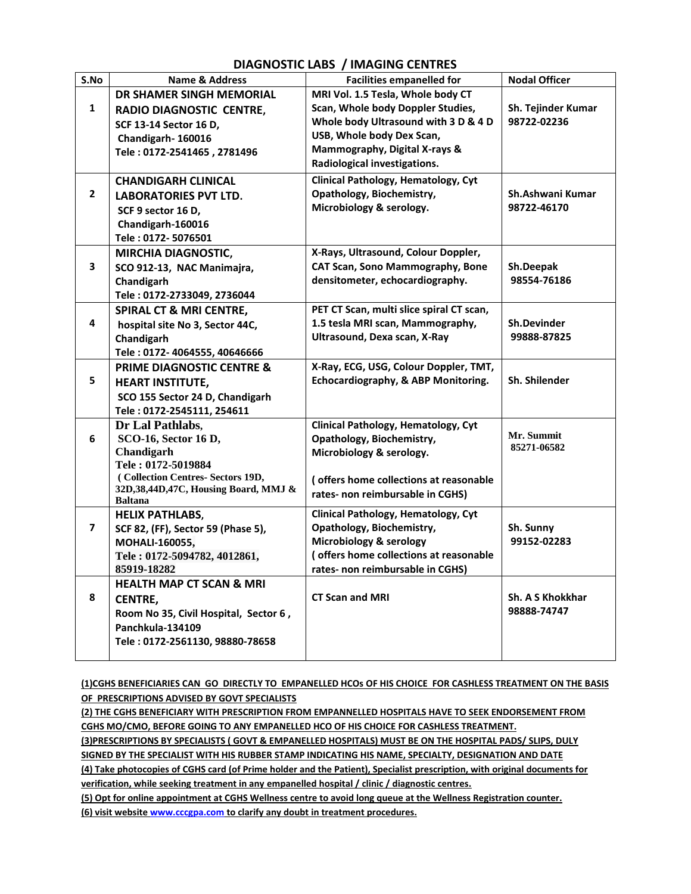## DIAGNOSTIC LABS / IMAGING CENTRES

| S.No | Name & Address | Facilities empanelled for | Nodal Officer |
|---|---|---|---|
| 1 | **DR SHAMER SINGH MEMORIAL RADIO DIAGNOSTIC CENTRE,** SCF 13-14 Sector 16 D, Chandigarh- 160016 Tele : 0172-2541465 , 2781496 | MRI Vol. 1.5 Tesla, Whole body CT Scan, Whole body Doppler Studies, Whole body Ultrasound with 3 D & 4 D USB, Whole body Dex Scan, Mammography, Digital X-rays & Radiological investigations. | Sh. Tejinder Kumar 98722-02236 |
| 2 | **CHANDIGARH CLINICAL LABORATORIES PVT LTD.** SCF 9 sector 16 D, Chandigarh-160016 Tele : 0172- 5076501 | Clinical Pathology, Hematology, Cyt Opathology, Biochemistry, Microbiology & serology. | Sh.Ashwani Kumar 98722-46170 |
| 3 | **MIRCHIA DIAGNOSTIC,** SCO 912-13, NAC Manimajra, Chandigarh Tele : 0172-2733049, 2736044 | X-Rays, Ultrasound, Colour Doppler, CAT Scan, Sono Mammography, Bone densitometer, echocardiography. | Sh.Deepak 98554-76186 |
| 4 | **SPIRAL CT & MRI CENTRE,** hospital site No 3, Sector 44C, Chandigarh Tele : 0172- 4064555, 40646666 | PET CT Scan, multi slice spiral CT scan, 1.5 tesla MRI scan, Mammography, Ultrasound, Dexa scan, X-Ray | Sh.Devinder 99888-87825 |
| 5 | **PRIME DIAGNOSTIC CENTRE & HEART INSTITUTE,** SCO 155 Sector 24 D, Chandigarh Tele : 0172-2545111, 254611 | X-Ray, ECG, USG, Colour Doppler, TMT, Echocardiography, & ABP Monitoring. | Sh. Shilender |
| 6 | **Dr Lal Pathlabs,** SCO-16, Sector 16 D, Chandigarh Tele : 0172-5019884 ( Collection Centres- Sectors 19D, 32D,38,44D,47C, Housing Board, MMJ & Baltana | Clinical Pathology, Hematology, Cyt Opathology, Biochemistry, Microbiology & serology.<br><br>( offers home collections at reasonable rates- non reimbursable in CGHS) | Mr. Summit 85271-06582 |
| 7 | **HELIX PATHLABS,** SCF 82, (FF), Sector 59 (Phase 5), MOHALI-160055, Tele : 0172-5094782, 4012861, 85919-18282 | Clinical Pathology, Hematology, Cyt Opathology, Biochemistry, Microbiology & serology ( offers home collections at reasonable rates- non reimbursable in CGHS) | Sh. Sunny 99152-02283 |
| 8 | **HEALTH MAP CT SCAN & MRI CENTRE,** Room No 35, Civil Hospital, Sector 6 , Panchkula-134109 Tele : 0172-2561130, 98880-78658 | CT Scan and MRI | Sh. A S Khokkhar 98888-74747 |

**(1)CGHS BENEFICIARIES CAN GO DIRECTLY TO EMPANELLED HCOs OF HIS CHOICE FOR CASHLESS TREATMENT ON THE BASIS OF PRESCRIPTIONS ADVISED BY GOVT SPECIALISTS**

**(2) THE CGHS BENEFICIARY WITH PRESCRIPTION FROM EMPANNELLED HOSPITALS HAVE TO SEEK ENDORSEMENT FROM CGHS MO/CMO, BEFORE GOING TO ANY EMPANELLED HCO OF HIS CHOICE FOR CASHLESS TREATMENT.**

**(3)PRESCRIPTIONS BY SPECIALISTS ( GOVT & EMPANELLED HOSPITALS) MUST BE ON THE HOSPITAL PADS/ SLIPS, DULY SIGNED BY THE SPECIALIST WITH HIS RUBBER STAMP INDICATING HIS NAME, SPECIALTY, DESIGNATION AND DATE**

**(4) Take photocopies of CGHS card (of Prime holder and the Patient), Specialist prescription, with original documents for verification, while seeking treatment in any empanelled hospital / clinic / diagnostic centres.**

**(5) Opt for online appointment at CGHS Wellness centre to avoid long queue at the Wellness Registration counter.**

**(6) visit website www.cccgpa.com to clarify any doubt in treatment procedures.**